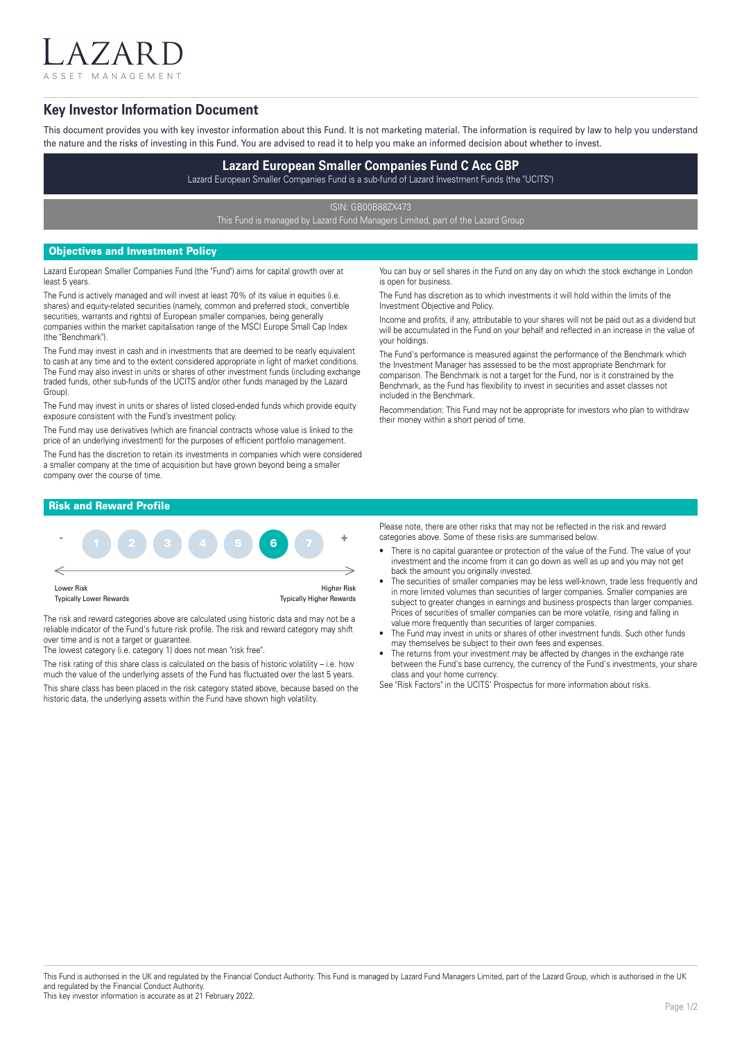LAZARD

ASSET MANAGEMENT

# Key Investor Information Document

This document provides you with key investor information about this Fund. It is not marketing material. The information is required by law to help you understand the nature and the risks of investing in this Fund. You are advised to read it to help you make an informed decision about whether to invest.

## Lazard European Smaller Companies Fund C Acc GBP

Lazard European Smaller Companies Fund is a sub-fund of Lazard Investment Funds (the "UCITS")

ISIN: GB00B88ZX473

This Fund is managed by Lazard Fund Managers Limited, part of the Lazard Group

## Objectives and Investment Policy

Lazard European Smaller Companies Fund (the "Fund") aims for capital growth over at least 5 years.

The Fund is actively managed and will invest at least 70% of its value in equities (i.e. shares) and equity-related securities (namely, common and preferred stock, convertible securities, warrants and rights) of European smaller companies, being generally companies within the market capitalisation range of the MSCI Europe Small Cap Index (the "Benchmark").

The Fund may invest in cash and in investments that are deemed to be nearly equivalent to cash at any time and to the extent considered appropriate in light of market conditions. The Fund may also invest in units or shares of other investment funds (including exchange traded funds, other sub-funds of the UCITS and/or other funds managed by the Lazard Group).

The Fund may invest in units or shares of listed closed-ended funds which provide equity exposure consistent with the Fund's investment policy.

The Fund may use derivatives (which are financial contracts whose value is linked to the price of an underlying investment) for the purposes of efficient portfolio management.

The Fund has the discretion to retain its investments in companies which were considered a smaller company at the time of acquisition but have grown beyond being a smaller company over the course of time.

You can buy or sell shares in the Fund on any day on which the stock exchange in London is open for business.

The Fund has discretion as to which investments it will hold within the limits of the Investment Objective and Policy.

Income and profits, if any, attributable to your shares will not be paid out as a dividend but will be accumulated in the Fund on your behalf and reflected in an increase in the value of your holdings.

The Fund's performance is measured against the performance of the Benchmark which the Investment Manager has assessed to be the most appropriate Benchmark for comparison. The Benchmark is not a target for the Fund, nor is it constrained by the Benchmark, as the Fund has flexibility to invest in securities and asset classes not included in the Benchmark.

Recommendation: This Fund may not be appropriate for investors who plan to withdraw their money within a short period of time.

## Risk and Reward Profile

| - | 1 | 2 | 3 | 4 | 5 | **6** | 7 | + |
|---|---|---|---|---|---|---|---|---|

Lower Risk — Typically Lower Rewards ← → Higher Risk — Typically Higher Rewards

The risk and reward categories above are calculated using historic data and may not be a reliable indicator of the Fund's future risk profile. The risk and reward category may shift over time and is not a target or guarantee.
The lowest category (i.e. category 1) does not mean "risk free".

The risk rating of this share class is calculated on the basis of historic volatility – i.e. how much the value of the underlying assets of the Fund has fluctuated over the last 5 years.

This share class has been placed in the risk category stated above, because based on the historic data, the underlying assets within the Fund have shown high volatility.

Please note, there are other risks that may not be reflected in the risk and reward categories above. Some of these risks are summarised below.

- There is no capital guarantee or protection of the value of the Fund. The value of your investment and the income from it can go down as well as up and you may not get back the amount you originally invested.
- The securities of smaller companies may be less well-known, trade less frequently and in more limited volumes than securities of larger companies. Smaller companies are subject to greater changes in earnings and business prospects than larger companies. Prices of securities of smaller companies can be more volatile, rising and falling in value more frequently than securities of larger companies.
- The Fund may invest in units or shares of other investment funds. Such other funds may themselves be subject to their own fees and expenses.
- The returns from your investment may be affected by changes in the exchange rate between the Fund's base currency, the currency of the Fund's investments, your share class and your home currency.

See "Risk Factors" in the UCITS' Prospectus for more information about risks.

This Fund is authorised in the UK and regulated by the Financial Conduct Authority. This Fund is managed by Lazard Fund Managers Limited, part of the Lazard Group, which is authorised in the UK and regulated by the Financial Conduct Authority.
This key investor information is accurate as at 21 February 2022.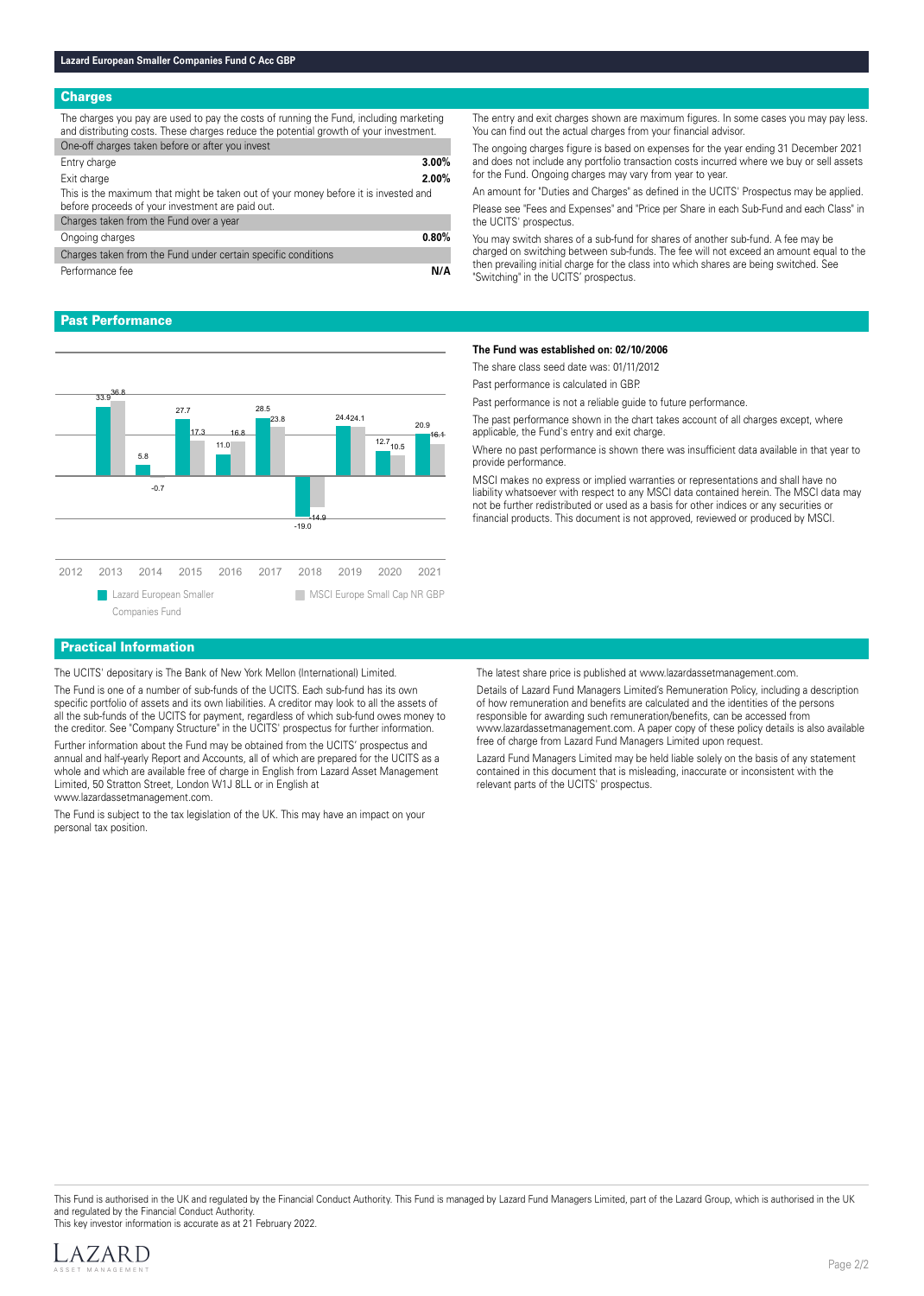## Charges

The charges you pay are used to pay the costs of running the Fund, including marketing and distributing costs. These charges reduce the potential growth of your investment.

| | |
|---|---|
| **One-off charges taken before or after you invest** | |
| Entry charge | **3.00%** |
| Exit charge | **2.00%** |
| This is the maximum that might be taken out of your money before it is invested and before proceeds of your investment are paid out. | |
| **Charges taken from the Fund over a year** | |
| Ongoing charges | **0.80%** |
| **Charges taken from the Fund under certain specific conditions** | |
| Performance fee | **N/A** |

The entry and exit charges shown are maximum figures. In some cases you may pay less. You can find out the actual charges from your financial advisor.

The ongoing charges figure is based on expenses for the year ending 31 December 2021 and does not include any portfolio transaction costs incurred where we buy or sell assets for the Fund. Ongoing charges may vary from year to year.

An amount for "Duties and Charges" as defined in the UCITS' Prospectus may be applied.

Please see "Fees and Expenses" and "Price per Share in each Sub-Fund and each Class" in the UCITS' prospectus.

You may switch shares of a sub-fund for shares of another sub-fund. A fee may be charged on switching between sub-funds. The fee will not exceed an amount equal to the then prevailing initial charge for the class into which shares are being switched. See "Switching" in the UCITS' prospectus.

## Past Performance

33.9 36.8
5.8 -0.7
27.7 17.3
11.0 16.8
28.5 23.8
-19.0 -14.9
24.4 24.1
12.7 10.5
20.9 16.1

2012 2013 2014 2015 2016 2017 2018 2019 2020 2021

Lazard European Smaller Companies Fund
MSCI Europe Small Cap NR GBP

**The Fund was established on: 02/10/2006**

The share class seed date was: 01/11/2012

Past performance is calculated in GBP.

Past performance is not a reliable guide to future performance.

The past performance shown in the chart takes account of all charges except, where applicable, the Fund's entry and exit charge.

Where no past performance is shown there was insufficient data available in that year to provide performance.

MSCI makes no express or implied warranties or representations and shall have no liability whatsoever with respect to any MSCI data contained herein. The MSCI data may not be further redistributed or used as a basis for other indices or any securities or financial products. This document is not approved, reviewed or produced by MSCI.

## Practical Information

The UCITS' depositary is The Bank of New York Mellon (International) Limited.

The Fund is one of a number of sub-funds of the UCITS. Each sub-fund has its own specific portfolio of assets and its own liabilities. A creditor may look to all the assets of all the sub-funds of the UCITS for payment, regardless of which sub-fund owes money to the creditor. See "Company Structure" in the UCITS' prospectus for further information.

Further information about the Fund may be obtained from the UCITS' prospectus and annual and half-yearly Report and Accounts, all of which are prepared for the UCITS as a whole and which are available free of charge in English from Lazard Asset Management Limited, 50 Stratton Street, London W1J 8LL or in English at www.lazardassetmanagement.com.

The Fund is subject to the tax legislation of the UK. This may have an impact on your personal tax position.

The latest share price is published at www.lazardassetmanagement.com.

Details of Lazard Fund Managers Limited's Remuneration Policy, including a description of how remuneration and benefits are calculated and the identities of the persons responsible for awarding such remuneration/benefits, can be accessed from www.lazardassetmanagement.com. A paper copy of these policy details is also available free of charge from Lazard Fund Managers Limited upon request.

Lazard Fund Managers Limited may be held liable solely on the basis of any statement contained in this document that is misleading, inaccurate or inconsistent with the relevant parts of the UCITS' prospectus.

This Fund is authorised in the UK and regulated by the Financial Conduct Authority. This Fund is managed by Lazard Fund Managers Limited, part of the Lazard Group, which is authorised in the UK and regulated by the Financial Conduct Authority.
This key investor information is accurate as at 21 February 2022.